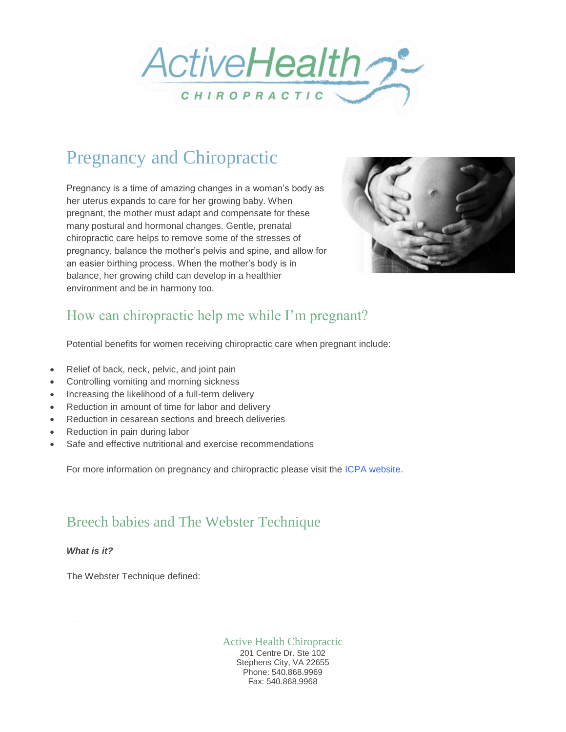# Pregnancy and Chiropractic

Pregnancy is a time of amazing changes in a woman's body as her uterus expands to care for her growing baby. When pregnant, the mother must adapt and compensate for these many postural and hormonal changes. Gentle, prenatal chiropractic care helps to remove some of the stresses of pregnancy, balance the mother's pelvis and spine, and allow for an easier birthing process. When the mother's body is in balance, her growing child can develop in a healthier environment and be in harmony too.

## How can chiropractic help me while I'm pregnant?

Potential benefits for women receiving chiropractic care when pregnant include:

- Relief of back, neck, pelvic, and joint pain
- Controlling vomiting and morning sickness
- Increasing the likelihood of a full-term delivery
- Reduction in amount of time for labor and delivery
- Reduction in cesarean sections and breech deliveries
- Reduction in pain during labor
- Safe and effective nutritional and exercise recommendations

For more information on pregnancy and chiropractic please visit the ICPA website.

## Breech babies and The Webster Technique

***What is it?***

The Webster Technique defined:

Active Health Chiropractic
201 Centre Dr. Ste 102
Stephens City, VA 22655
Phone: 540.868.9969
Fax: 540.868.9968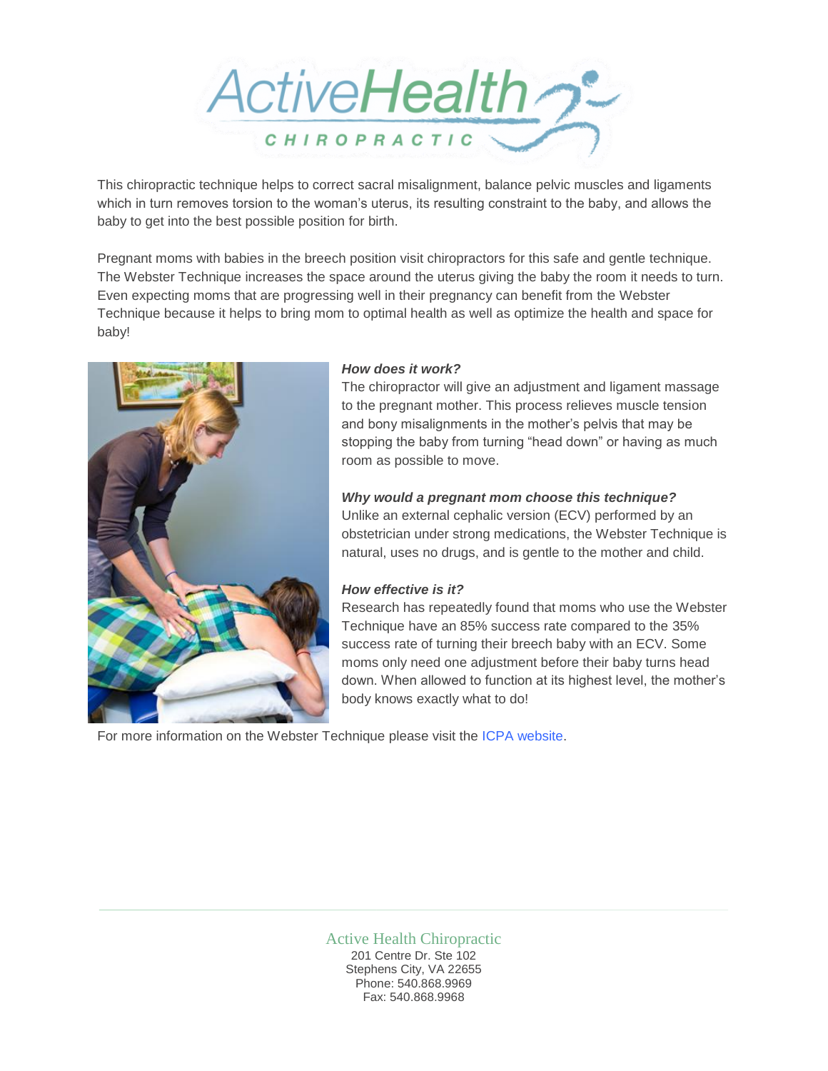This chiropractic technique helps to correct sacral misalignment, balance pelvic muscles and ligaments which in turn removes torsion to the woman's uterus, its resulting constraint to the baby, and allows the baby to get into the best possible position for birth.

Pregnant moms with babies in the breech position visit chiropractors for this safe and gentle technique. The Webster Technique increases the space around the uterus giving the baby the room it needs to turn. Even expecting moms that are progressing well in their pregnancy can benefit from the Webster Technique because it helps to bring mom to optimal health as well as optimize the health and space for baby!

***How does it work?***

The chiropractor will give an adjustment and ligament massage to the pregnant mother. This process relieves muscle tension and bony misalignments in the mother's pelvis that may be stopping the baby from turning "head down" or having as much room as possible to move.

***Why would a pregnant mom choose this technique?***

Unlike an external cephalic version (ECV) performed by an obstetrician under strong medications, the Webster Technique is natural, uses no drugs, and is gentle to the mother and child.

***How effective is it?***

Research has repeatedly found that moms who use the Webster Technique have an 85% success rate compared to the 35% success rate of turning their breech baby with an ECV. Some moms only need one adjustment before their baby turns head down. When allowed to function at its highest level, the mother's body knows exactly what to do!

For more information on the Webster Technique please visit the ICPA website.

---

Active Health Chiropractic
201 Centre Dr. Ste 102
Stephens City, VA 22655
Phone: 540.868.9969
Fax: 540.868.9968